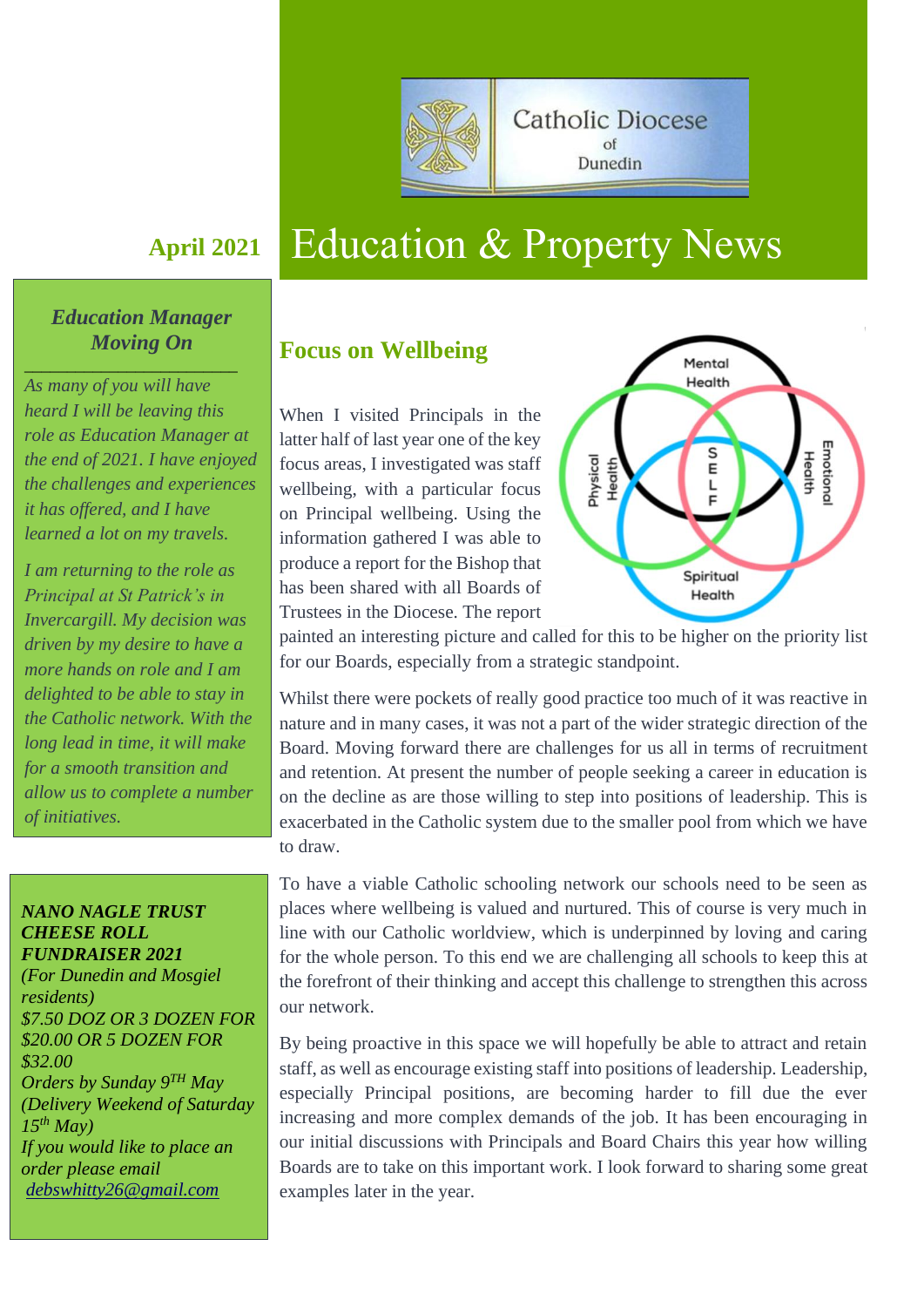Catholic Diocese of Dunedin

April 2021

# Education & Property News

### *Education Manager Moving On*

*As many of you will have heard I will be leaving this role as Education Manager at the end of 2021. I have enjoyed the challenges and experiences it has offered, and I have learned a lot on my travels.*

*I am returning to the role as Principal at St Patrick's in Invercargill. My decision was driven by my desire to have a more hands on role and I am delighted to be able to stay in the Catholic network. With the long lead in time, it will make for a smooth transition and allow us to complete a number of initiatives.*

***NANO NAGLE TRUST CHEESE ROLL FUNDRAISER 2021***
*(For Dunedin and Mosgiel residents)*
*$7.50 DOZ OR 3 DOZEN FOR $20.00 OR 5 DOZEN FOR $32.00*
*Orders by Sunday 9TH May*
*(Delivery Weekend of Saturday 15th May)*
*If you would like to place an order please email* *debswhitty26@gmail.com*

## Focus on Wellbeing

When I visited Principals in the latter half of last year one of the key focus areas, I investigated was staff wellbeing, with a particular focus on Principal wellbeing. Using the information gathered I was able to produce a report for the Bishop that has been shared with all Boards of Trustees in the Diocese. The report painted an interesting picture and called for this to be higher on the priority list for our Boards, especially from a strategic standpoint.

Whilst there were pockets of really good practice too much of it was reactive in nature and in many cases, it was not a part of the wider strategic direction of the Board. Moving forward there are challenges for us all in terms of recruitment and retention. At present the number of people seeking a career in education is on the decline as are those willing to step into positions of leadership. This is exacerbated in the Catholic system due to the smaller pool from which we have to draw.

To have a viable Catholic schooling network our schools need to be seen as places where wellbeing is valued and nurtured. This of course is very much in line with our Catholic worldview, which is underpinned by loving and caring for the whole person. To this end we are challenging all schools to keep this at the forefront of their thinking and accept this challenge to strengthen this across our network.

By being proactive in this space we will hopefully be able to attract and retain staff, as well as encourage existing staff into positions of leadership. Leadership, especially Principal positions, are becoming harder to fill due the ever increasing and more complex demands of the job. It has been encouraging in our initial discussions with Principals and Board Chairs this year how willing Boards are to take on this important work. I look forward to sharing some great examples later in the year.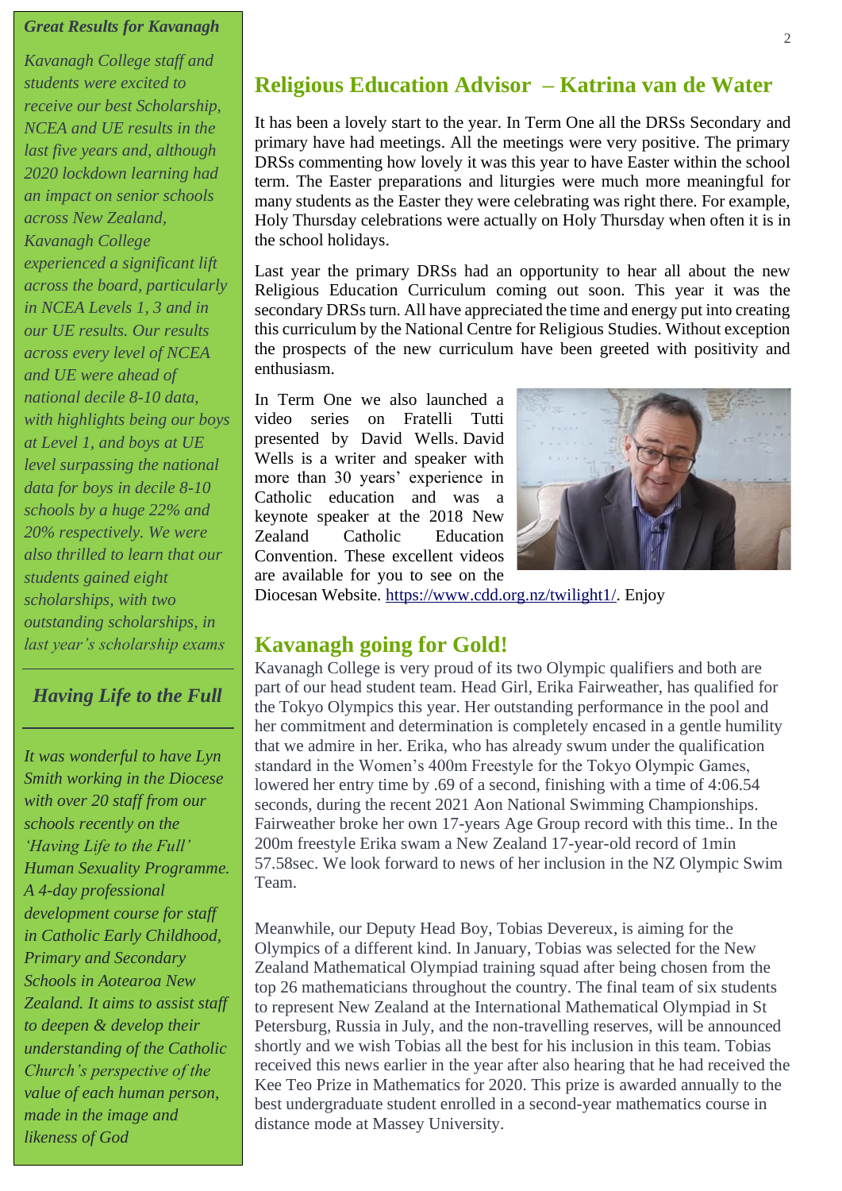### *Great Results for Kavanagh*

*Kavanagh College staff and students were excited to receive our best Scholarship, NCEA and UE results in the last five years and, although 2020 lockdown learning had an impact on senior schools across New Zealand, Kavanagh College experienced a significant lift across the board, particularly in NCEA Levels 1, 3 and in our UE results. Our results across every level of NCEA and UE were ahead of national decile 8-10 data, with highlights being our boys at Level 1, and boys at UE level surpassing the national data for boys in decile 8-10 schools by a huge 22% and 20% respectively. We were also thrilled to learn that our students gained eight scholarships, with two outstanding scholarships, in last year's scholarship exams*

### *Having Life to the Full*

*It was wonderful to have Lyn Smith working in the Diocese with over 20 staff from our schools recently on the 'Having Life to the Full' Human Sexuality Programme. A 4-day professional development course for staff in Catholic Early Childhood, Primary and Secondary Schools in Aotearoa New Zealand. It aims to assist staff to deepen & develop their understanding of the Catholic Church's perspective of the value of each human person, made in the image and likeness of God*

## Religious Education Advisor – Katrina van de Water

It has been a lovely start to the year. In Term One all the DRSs Secondary and primary have had meetings. All the meetings were very positive. The primary DRSs commenting how lovely it was this year to have Easter within the school term. The Easter preparations and liturgies were much more meaningful for many students as the Easter they were celebrating was right there. For example, Holy Thursday celebrations were actually on Holy Thursday when often it is in the school holidays.

Last year the primary DRSs had an opportunity to hear all about the new Religious Education Curriculum coming out soon. This year it was the secondary DRSs turn. All have appreciated the time and energy put into creating this curriculum by the National Centre for Religious Studies. Without exception the prospects of the new curriculum have been greeted with positivity and enthusiasm.

In Term One we also launched a video series on Fratelli Tutti presented by David Wells. David Wells is a writer and speaker with more than 30 years' experience in Catholic education and was a keynote speaker at the 2018 New Zealand Catholic Education Convention. These excellent videos are available for you to see on the Diocesan Website. https://www.cdd.org.nz/twilight1/. Enjoy

## Kavanagh going for Gold!

Kavanagh College is very proud of its two Olympic qualifiers and both are part of our head student team. Head Girl, Erika Fairweather, has qualified for the Tokyo Olympics this year. Her outstanding performance in the pool and her commitment and determination is completely encased in a gentle humility that we admire in her. Erika, who has already swum under the qualification standard in the Women's 400m Freestyle for the Tokyo Olympic Games, lowered her entry time by .69 of a second, finishing with a time of 4:06.54 seconds, during the recent 2021 Aon National Swimming Championships. Fairweather broke her own 17-years Age Group record with this time.. In the 200m freestyle Erika swam a New Zealand 17-year-old record of 1min 57.58sec. We look forward to news of her inclusion in the NZ Olympic Swim Team.

Meanwhile, our Deputy Head Boy, Tobias Devereux, is aiming for the Olympics of a different kind. In January, Tobias was selected for the New Zealand Mathematical Olympiad training squad after being chosen from the top 26 mathematicians throughout the country. The final team of six students to represent New Zealand at the International Mathematical Olympiad in St Petersburg, Russia in July, and the non-travelling reserves, will be announced shortly and we wish Tobias all the best for his inclusion in this team. Tobias received this news earlier in the year after also hearing that he had received the Kee Teo Prize in Mathematics for 2020. This prize is awarded annually to the best undergraduate student enrolled in a second-year mathematics course in distance mode at Massey University.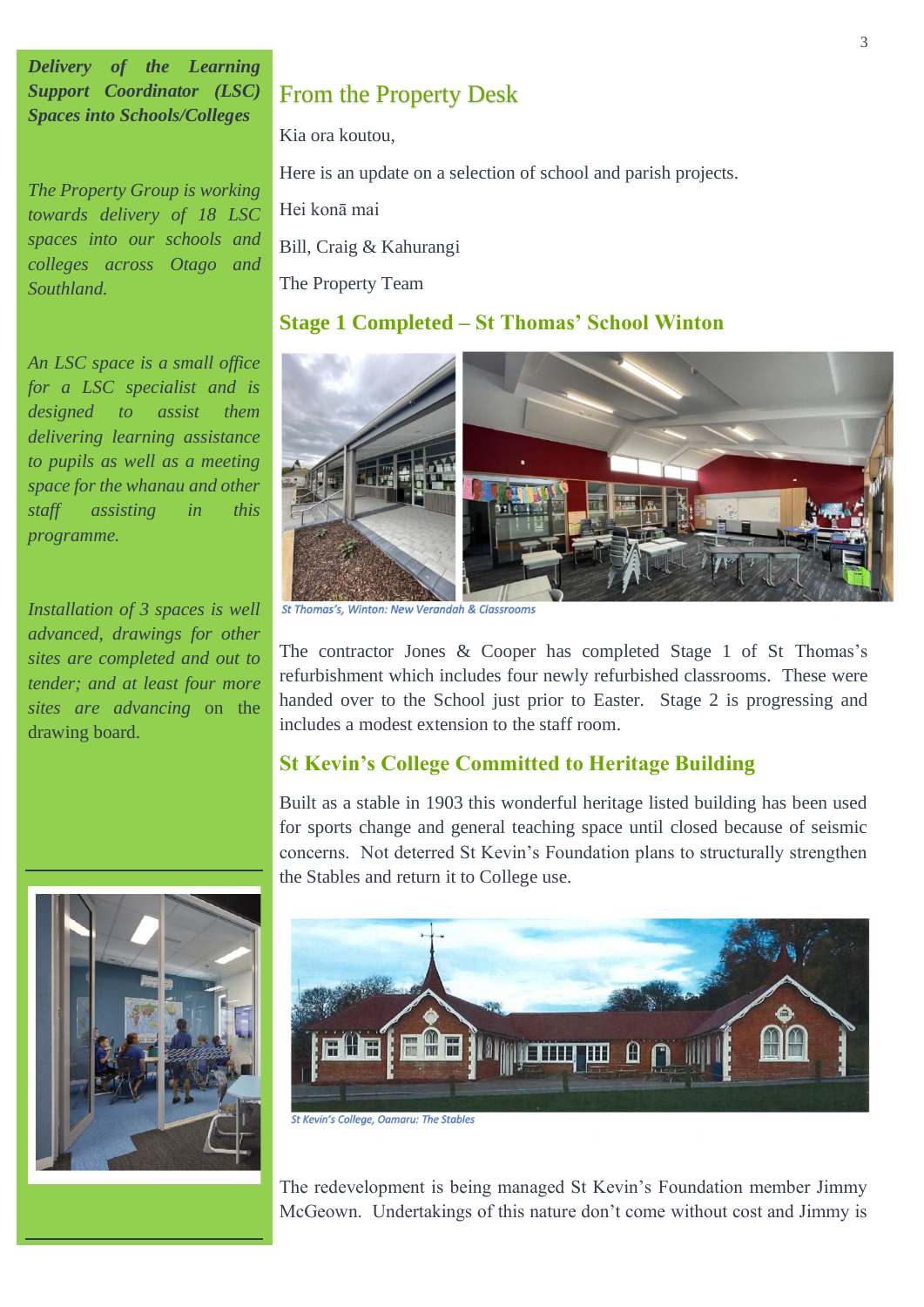## From the Property Desk

Kia ora koutou,

Here is an update on a selection of school and parish projects.

Hei konā mai

Bill, Craig & Kahurangi

The Property Team

### Stage 1 Completed – St Thomas' School Winton

St Thomas's, Winton: New Verandah & Classrooms

The contractor Jones & Cooper has completed Stage 1 of St Thomas's refurbishment which includes four newly refurbished classrooms. These were handed over to the School just prior to Easter. Stage 2 is progressing and includes a modest extension to the staff room.

### St Kevin's College Committed to Heritage Building

Built as a stable in 1903 this wonderful heritage listed building has been used for sports change and general teaching space until closed because of seismic concerns. Not deterred St Kevin's Foundation plans to structurally strengthen the Stables and return it to College use.

St Kevin's College, Oamaru: The Stables

The redevelopment is being managed St Kevin's Foundation member Jimmy McGeown. Undertakings of this nature don't come without cost and Jimmy is

---

***Delivery of the Learning Support Coordinator (LSC) Spaces into Schools/Colleges***

*The Property Group is working towards delivery of 18 LSC spaces into our schools and colleges across Otago and Southland.*

*An LSC space is a small office for a LSC specialist and is designed to assist them delivering learning assistance to pupils as well as a meeting space for the whanau and other staff assisting in this programme.*

*Installation of 3 spaces is well advanced, drawings for other sites are completed and out to tender; and at least four more sites are advancing on the* drawing board.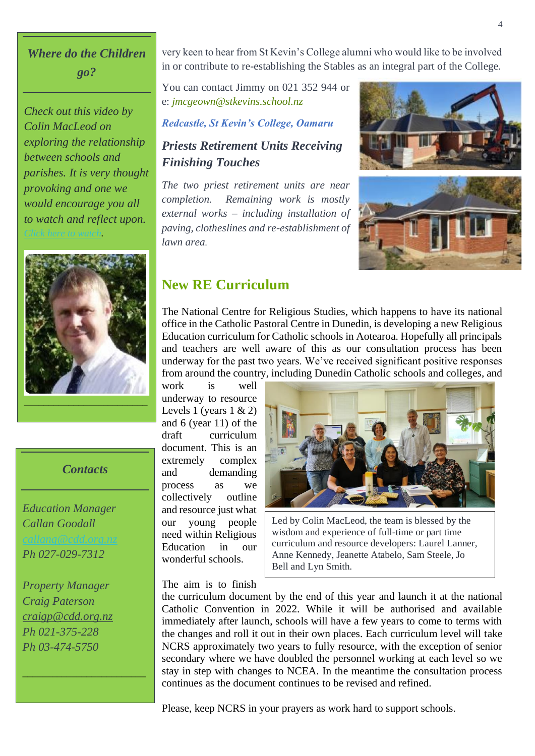### *Where do the Children go?*

*Check out this video by Colin MacLeod on exploring the relationship between schools and parishes. It is very thought provoking and one we would encourage you all to watch and reflect upon. Click here to watch.*

### *Contacts*

*Education Manager*
*Callan Goodall*
*callang@cdd.org.nz*
*Ph 027-029-7312*

*Property Manager*
*Craig Paterson*
*craigp@cdd.org.nz*
*Ph 021-375-228*
*Ph 03-474-5750*

very keen to hear from St Kevin's College alumni who would like to be involved in or contribute to re-establishing the Stables as an integral part of the College.

You can contact Jimmy on 021 352 944 or e: *jmcgeown@stkevins.school.nz*

***Redcastle, St Kevin's College, Oamaru***

### *Priests Retirement Units Receiving Finishing Touches*

*The two priest retirement units are near completion. Remaining work is mostly external works – including installation of paving, clotheslines and re-establishment of lawn area.*

## New RE Curriculum

The National Centre for Religious Studies, which happens to have its national office in the Catholic Pastoral Centre in Dunedin, is developing a new Religious Education curriculum for Catholic schools in Aotearoa. Hopefully all principals and teachers are well aware of this as our consultation process has been underway for the past two years. We've received significant positive responses from around the country, including Dunedin Catholic schools and colleges, and work is well underway to resource Levels 1 (years 1 & 2) and 6 (year 11) of the draft curriculum document. This is an extremely complex and demanding process as we collectively outline and resource just what our young people need within Religious Education in our wonderful schools.

Led by Colin MacLeod, the team is blessed by the wisdom and experience of full-time or part time curriculum and resource developers: Laurel Lanner, Anne Kennedy, Jeanette Atabelo, Sam Steele, Jo Bell and Lyn Smith.

The aim is to finish the curriculum document by the end of this year and launch it at the national Catholic Convention in 2022. While it will be authorised and available immediately after launch, schools will have a few years to come to terms with the changes and roll it out in their own places. Each curriculum level will take NCRS approximately two years to fully resource, with the exception of senior secondary where we have doubled the personnel working at each level so we stay in step with changes to NCEA. In the meantime the consultation process continues as the document continues to be revised and refined.

Please, keep NCRS in your prayers as work hard to support schools.